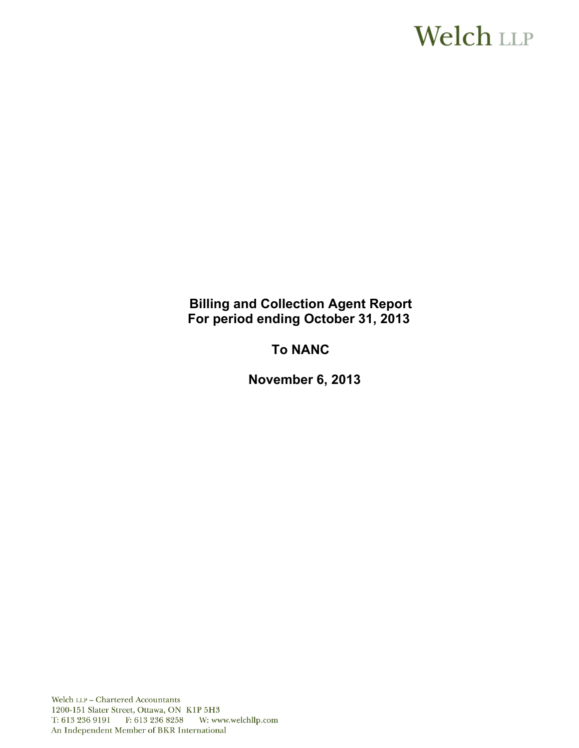Welch LLP

**Billing and Collection Agent Report**
**For period ending October 31, 2013**

**To NANC**

**November 6, 2013**

Welch LLP – Chartered Accountants
1200-151 Slater Street, Ottawa, ON K1P 5H3
T: 613 236 9191 F: 613 236 8258 W: www.welchllp.com
An Independent Member of BKR International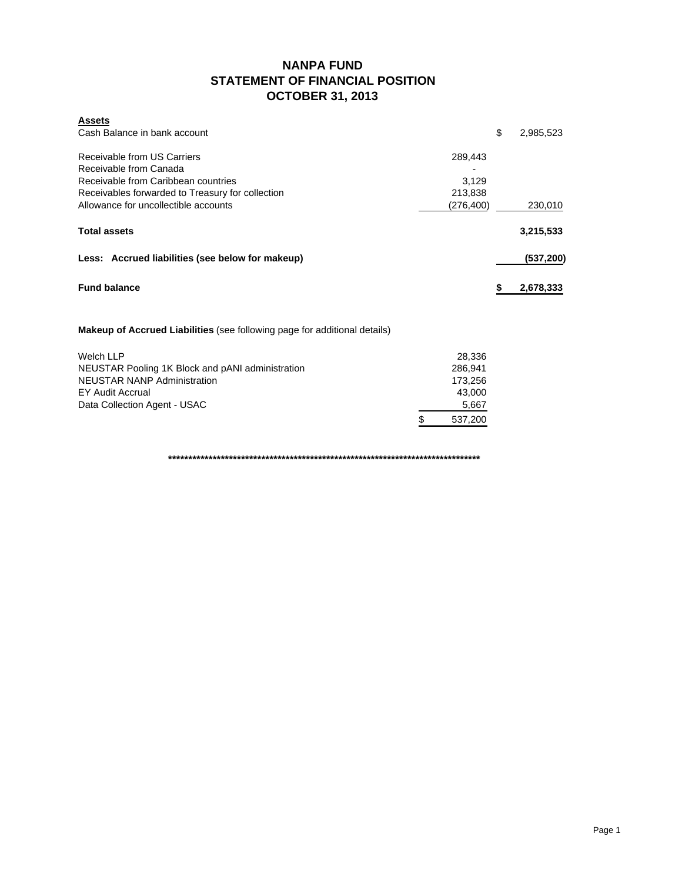# NANPA FUND
## STATEMENT OF FINANCIAL POSITION
## OCTOBER 31, 2013

| **Assets** | | |
|---|---|---|
| Cash Balance in bank account | | $ 2,985,523 |
| Receivable from US Carriers | 289,443 | |
| Receivable from Canada | - | |
| Receivable from Caribbean countries | 3,129 | |
| Receivables forwarded to Treasury for collection | 213,838 | |
| Allowance for uncollectible accounts | (276,400) | 230,010 |
| **Total assets** | | **3,215,533** |
| **Less: Accrued liabilities (see below for makeup)** | | **(537,200)** |
| **Fund balance** | | **$ 2,678,333** |

**Makeup of Accrued Liabilities** (see following page for additional details)

| | |
|---|---|
| Welch LLP | 28,336 |
| NEUSTAR Pooling 1K Block and pANI administration | 286,941 |
| NEUSTAR NANP Administration | 173,256 |
| EY Audit Accrual | 43,000 |
| Data Collection Agent - USAC | 5,667 |
| | $ 537,200 |

********************************************************************************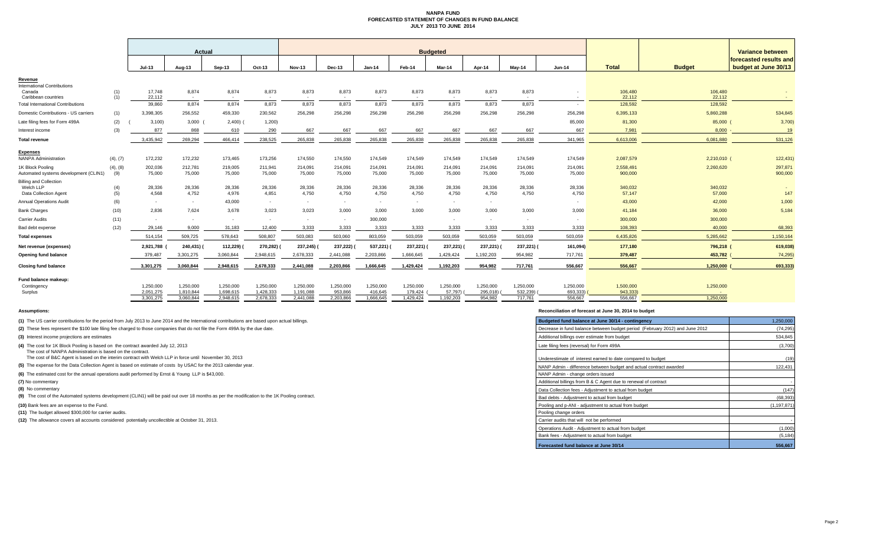# NANPA FUND
## FORECASTED STATEMENT OF CHANGES IN FUND BALANCE
### JULY 2013 TO JUNE 2014

| | | Actual | | | | Budgeted | | | | | | | | | | Variance between |
|---|---|---|---|---|---|---|---|---|---|---|---|---|---|---|---|---|
| | | Jul-13 | Aug-13 | Sep-13 | Oct-13 | Nov-13 | Dec-13 | Jan-14 | Feb-14 | Mar-14 | Apr-14 | May-14 | Jun-14 | Total | Budget | forecasted results and budget at June 30/13 |
| **Revenue** | | | | | | | | | | | | | | | | |
| International Contributions | | | | | | | | | | | | | | | | |
| Canada | (1) | 17,748 | 8,874 | 8,874 | 8,873 | 8,873 | 8,873 | 8,873 | 8,873 | 8,873 | 8,873 | 8,873 | - | 106,480 | 106,480 | - |
| Caribbean countries | (1) | 22,112 | - | - | - | - | - | - | - | - | - | - | - | 22,112 | 22,112 | - |
| Total International Contributions | | 39,860 | 8,874 | 8,874 | 8,873 | 8,873 | 8,873 | 8,873 | 8,873 | 8,873 | 8,873 | 8,873 | - | 128,592 | 128,592 | |
| Domestic Contributions - US carriers | (1) | 3,398,305 | 256,552 | 459,330 | 230,562 | 256,298 | 256,298 | 256,298 | 256,298 | 256,298 | 256,298 | 256,298 | 256,298 | 6,395,133 | 5,860,288 | 534,845 |
| Late filing fees for Form 499A | (2) | ( 3,100) | 3,000 | ( 2,400) | ( 1,200) | | | | | | | | 85,000 | 81,300 | 85,000 | ( 3,700) |
| Interest income | (3) | 877 | 868 | 610 | 290 | 667 | 667 | 667 | 667 | 667 | 667 | 667 | 667 | 7,981 | 8,000 | - 19 |
| **Total revenue** | | 3,435,942 | 269,294 | 466,414 | 238,525 | 265,838 | 265,838 | 265,838 | 265,838 | 265,838 | 265,838 | 265,838 | 341,965 | 6,613,006 | 6,081,880 | 531,126 |
| **Expenses** | | | | | | | | | | | | | | | | |
| NANPA Administration | (4), (7) | 172,232 | 172,232 | 173,465 | 173,256 | 174,550 | 174,550 | 174,549 | 174,549 | 174,549 | 174,549 | 174,549 | 174,549 | 2,087,579 | 2,210,010 | ( 122,431) |
| 1K Block Pooling | (4), (8) | 202,036 | 212,781 | 219,005 | 211,941 | 214,091 | 214,091 | 214,091 | 214,091 | 214,091 | 214,091 | 214,091 | 214,091 | 2,558,491 | 2,260,620 | 297,871 |
| Automated systems development (CLIN1) | (9) | 75,000 | 75,000 | 75,000 | 75,000 | 75,000 | 75,000 | 75,000 | 75,000 | 75,000 | 75,000 | 75,000 | 75,000 | 900,000 | | 900,000 |
| Billing and Collection | | | | | | | | | | | | | | | | |
| Welch LLP | (4) | 28,336 | 28,336 | 28,336 | 28,336 | 28,336 | 28,336 | 28,336 | 28,336 | 28,336 | 28,336 | 28,336 | 28,336 | 340,032 | 340,032 | - |
| Data Collection Agent | (5) | 4,568 | 4,752 | 4,976 | 4,851 | 4,750 | 4,750 | 4,750 | 4,750 | 4,750 | 4,750 | 4,750 | 4,750 | 57,147 | 57,000 | 147 |
| Annual Operations Audit | (6) | - | - | 43,000 | - | - | - | - | - | - | - | | - | 43,000 | 42,000 | 1,000 |
| Bank Charges | (10) | 2,836 | 7,624 | 3,678 | 3,023 | 3,023 | 3,000 | 3,000 | 3,000 | 3,000 | 3,000 | 3,000 | 3,000 | 41,184 | 36,000 | 5,184 |
| Carrier Audits | (11) | - | - | - | - | - | - | 300,000 | | - | - | - | - | 300,000 | 300,000 | |
| Bad debt expense | (12) | 29,146 | 9,000 | 31,183 | 12,400 | 3,333 | 3,333 | 3,333 | 3,333 | 3,333 | 3,333 | 3,333 | 3,333 | 108,393 | 40,000 | 68,393 |
| **Total expenses** | | 514,154 | 509,725 | 578,643 | 508,807 | 503,083 | 503,060 | 803,059 | 503,059 | 503,059 | 503,059 | 503,059 | 503,059 | 6,435,826 | 5,285,662 | 1,150,164 |
| **Net revenue (expenses)** | | 2,921,788 | ( 240,431) | ( 112,229) | ( 270,282) | ( 237,245) | ( 237,222) | ( 537,221) | ( 237,221) | ( 237,221) | ( 237,221) | ( 237,221) | ( 161,094) | 177,180 | 796,218 | ( 619,038) |
| **Opening fund balance** | | 379,487 | 3,301,275 | 3,060,844 | 2,948,615 | 2,678,333 | 2,441,088 | 2,203,866 | 1,666,645 | 1,429,424 | 1,192,203 | 954,982 | 717,761 | 379,487 | 453,782 | ( 74,295) |
| **Closing fund balance** | | 3,301,275 | 3,060,844 | 2,948,615 | 2,678,333 | 2,441,088 | 2,203,866 | 1,666,645 | 1,429,424 | 1,192,203 | 954,982 | 717,761 | 556,667 | 556,667 | 1,250,000 | ( 693,333) |
| **Fund balance makeup:** | | | | | | | | | | | | | | | | |
| Contingency | | 1,250,000 | 1,250,000 | 1,250,000 | 1,250,000 | 1,250,000 | 1,250,000 | 1,250,000 | 1,250,000 | 1,250,000 | 1,250,000 | 1,250,000 | 1,250,000 | 1,500,000 | 1,250,000 | |
| Surplus | | 2,051,275 | 1,810,844 | 1,698,615 | 1,428,333 | 1,191,088 | 953,866 | 416,645 | 179,424 | ( 57,797) | ( 295,018) | ( 532,239) | ( 693,333) | ( 943,333) | - | |
| | | 3,301,275 | 3,060,844 | 2,948,615 | 2,678,333 | 2,441,088 | 2,203,866 | 1,666,645 | 1,429,424 | 1,192,203 | 954,982 | 717,761 | 556,667 | 556,667 | 1,250,000 | |

**Assumptions:**

**(1)** The US carrier contributions for the period from July 2013 to June 2014 and the International contributions are based upon actual billings.

**(2)** These fees represent the $100 late filing fee charged to those companies that do not file the Form 499A by the due date.

**(3)** Interest income projections are estimates

**(4)** The cost for 1K Block Pooling is based on the contract awarded July 12, 2013
The cost of NANPA Administration is based on the contract.
The cost of B&C Agent is based on the interim contract with Welch LLP in force until November 30, 2013

**(5)** The expense for the Data Collection Agent is based on estimate of costs by USAC for the 2013 calendar year.

**(6)** The estimated cost for the annual operations audit performed by Ernst & Young LLP is $43,000.

**(7)** No commentary

**(8)** No commentary

**(9)** The cost of the Automated systems development (CLIN1) will be paid out over 18 months as per the modification to the 1K Pooling contract.

**(10)** Bank fees are an expense to the Fund.

**(11)** The budget allowed $300,000 for carrier audits.

**(12)** The allowance covers all accounts considered potentially uncollectible at October 31, 2013.

**Reconciliation of forecast at June 30, 2014 to budget**

| Budgeted fund balance at June 30/14 - contingency | 1,250,000 |
|---|---|
| Decrease in fund balance between budget period (February 2012) and June 2012 | (74,295) |
| Additional billings over estimate from budget | 534,845 |
| Late filing fees (reversal) for Form 499A | (3,700) |
| Underestimate of interest earned to date compared to budget | (19) |
| NANP Admin - difference between budget and actual contract awarded | 122,431 |
| NANP Admin - change orders issued | |
| Additional billings from B & C Agent due to renewal of contract | - |
| Data Collection fees - Adjustment to actual from budget | (147) |
| Bad debts - Adjustment to actual from budget | (68,393) |
| Pooling and p-ANI - adjustment to actual from budget | (1,197,871) |
| Pooling change orders | |
| Carrier audits that will not be performed | - |
| Operations Audit - Adjustment to actual from budget | (1,000) |
| Bank fees - Adjustment to actual from budget | (5,184) |
| **Forecasted fund balance at June 30/14** | **556,667** |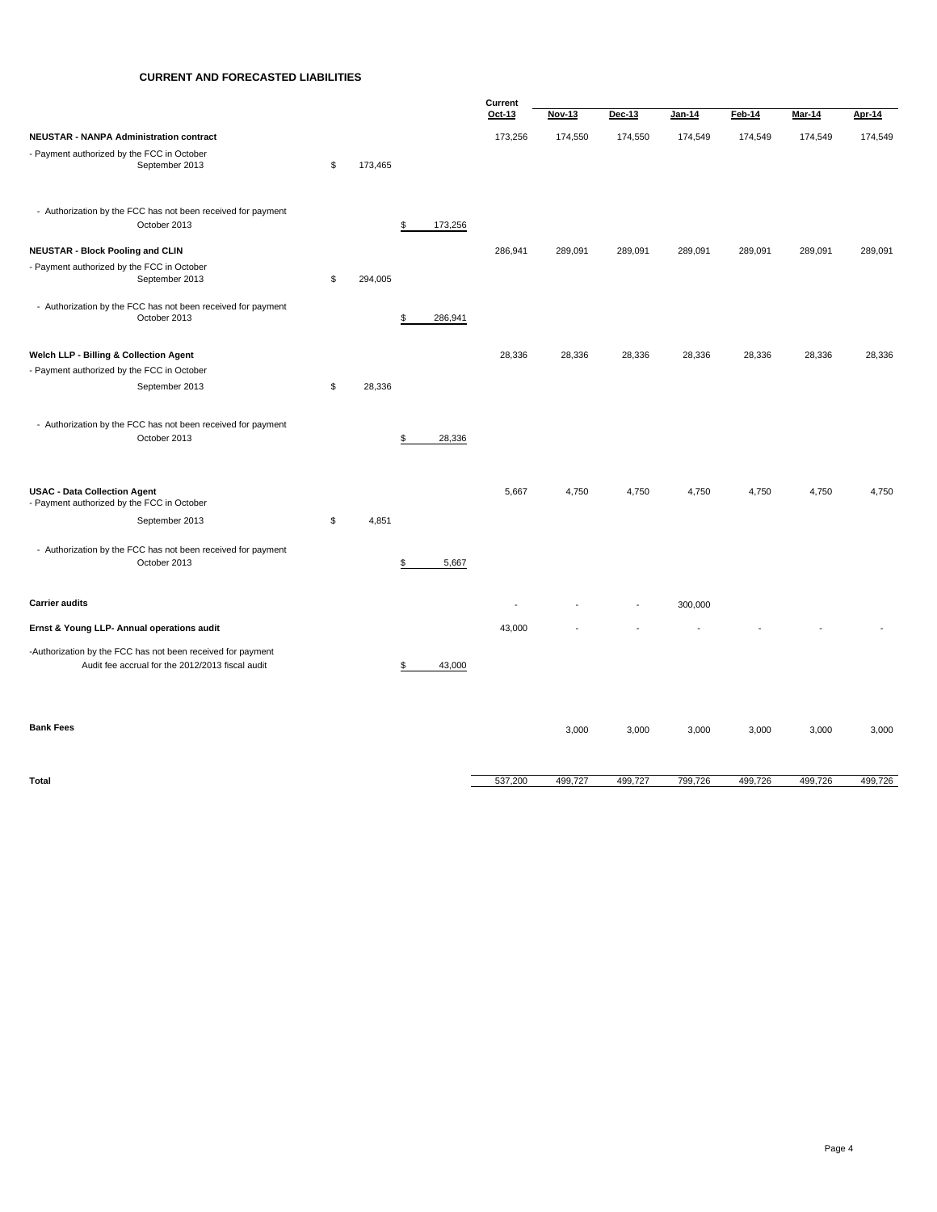## CURRENT AND FORECASTED LIABILITIES

| | | | Current Oct-13 | Nov-13 | Dec-13 | Jan-14 | Feb-14 | Mar-14 | Apr-14 |
|---|---|---|---|---|---|---|---|---|---|
| **NEUSTAR - NANPA Administration contract** | | | 173,256 | 174,550 | 174,550 | 174,549 | 174,549 | 174,549 | 174,549 |
| - Payment authorized by the FCC in October<br>September 2013 | $ 173,465 | | | | | | | | |
| - Authorization by the FCC has not been received for payment<br>October 2013 | | $ 173,256 | | | | | | | |
| **NEUSTAR - Block Pooling and CLIN** | | | 286,941 | 289,091 | 289,091 | 289,091 | 289,091 | 289,091 | 289,091 |
| - Payment authorized by the FCC in October<br>September 2013 | $ 294,005 | | | | | | | | |
| - Authorization by the FCC has not been received for payment<br>October 2013 | | $ 286,941 | | | | | | | |
| **Welch LLP - Billing & Collection Agent** | | | 28,336 | 28,336 | 28,336 | 28,336 | 28,336 | 28,336 | 28,336 |
| - Payment authorized by the FCC in October<br>September 2013 | $ 28,336 | | | | | | | | |
| - Authorization by the FCC has not been received for payment<br>October 2013 | | $ 28,336 | | | | | | | |
| **USAC - Data Collection Agent** | | | 5,667 | 4,750 | 4,750 | 4,750 | 4,750 | 4,750 | 4,750 |
| - Payment authorized by the FCC in October<br>September 2013 | $ 4,851 | | | | | | | | |
| - Authorization by the FCC has not been received for payment<br>October 2013 | | $ 5,667 | | | | | | | |
| **Carrier audits** | | | - | - | - | 300,000 | | | |
| **Ernst & Young LLP- Annual operations audit** | | | 43,000 | - | - | - | - | - | - |
| -Authorization by the FCC has not been received for payment<br>Audit fee accrual for the 2012/2013 fiscal audit | | $ 43,000 | | | | | | | |
| **Bank Fees** | | | | 3,000 | 3,000 | 3,000 | 3,000 | 3,000 | 3,000 |
| **Total** | | | 537,200 | 499,727 | 499,727 | 799,726 | 499,726 | 499,726 | 499,726 |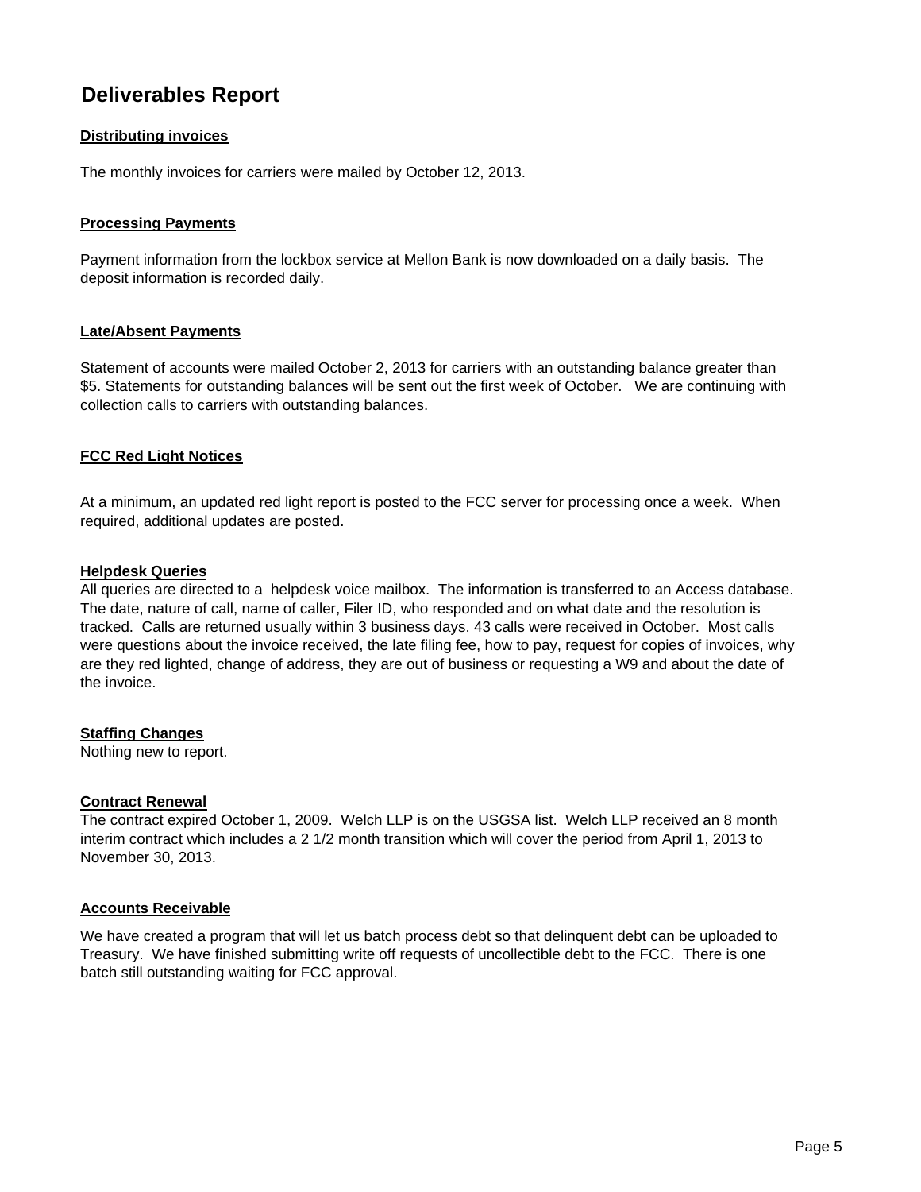# Deliverables Report

**Distributing invoices**

The monthly invoices for carriers were mailed by October 12, 2013.

**Processing Payments**

Payment information from the lockbox service at Mellon Bank is now downloaded on a daily basis. The deposit information is recorded daily.

**Late/Absent Payments**

Statement of accounts were mailed October 2, 2013 for carriers with an outstanding balance greater than $5. Statements for outstanding balances will be sent out the first week of October. We are continuing with collection calls to carriers with outstanding balances.

**FCC Red Light Notices**

At a minimum, an updated red light report is posted to the FCC server for processing once a week. When required, additional updates are posted.

**Helpdesk Queries**

All queries are directed to a helpdesk voice mailbox. The information is transferred to an Access database. The date, nature of call, name of caller, Filer ID, who responded and on what date and the resolution is tracked. Calls are returned usually within 3 business days. 43 calls were received in October. Most calls were questions about the invoice received, the late filing fee, how to pay, request for copies of invoices, why are they red lighted, change of address, they are out of business or requesting a W9 and about the date of the invoice.

**Staffing Changes**

Nothing new to report.

**Contract Renewal**

The contract expired October 1, 2009. Welch LLP is on the USGSA list. Welch LLP received an 8 month interim contract which includes a 2 1/2 month transition which will cover the period from April 1, 2013 to November 30, 2013.

**Accounts Receivable**

We have created a program that will let us batch process debt so that delinquent debt can be uploaded to Treasury. We have finished submitting write off requests of uncollectible debt to the FCC. There is one batch still outstanding waiting for FCC approval.